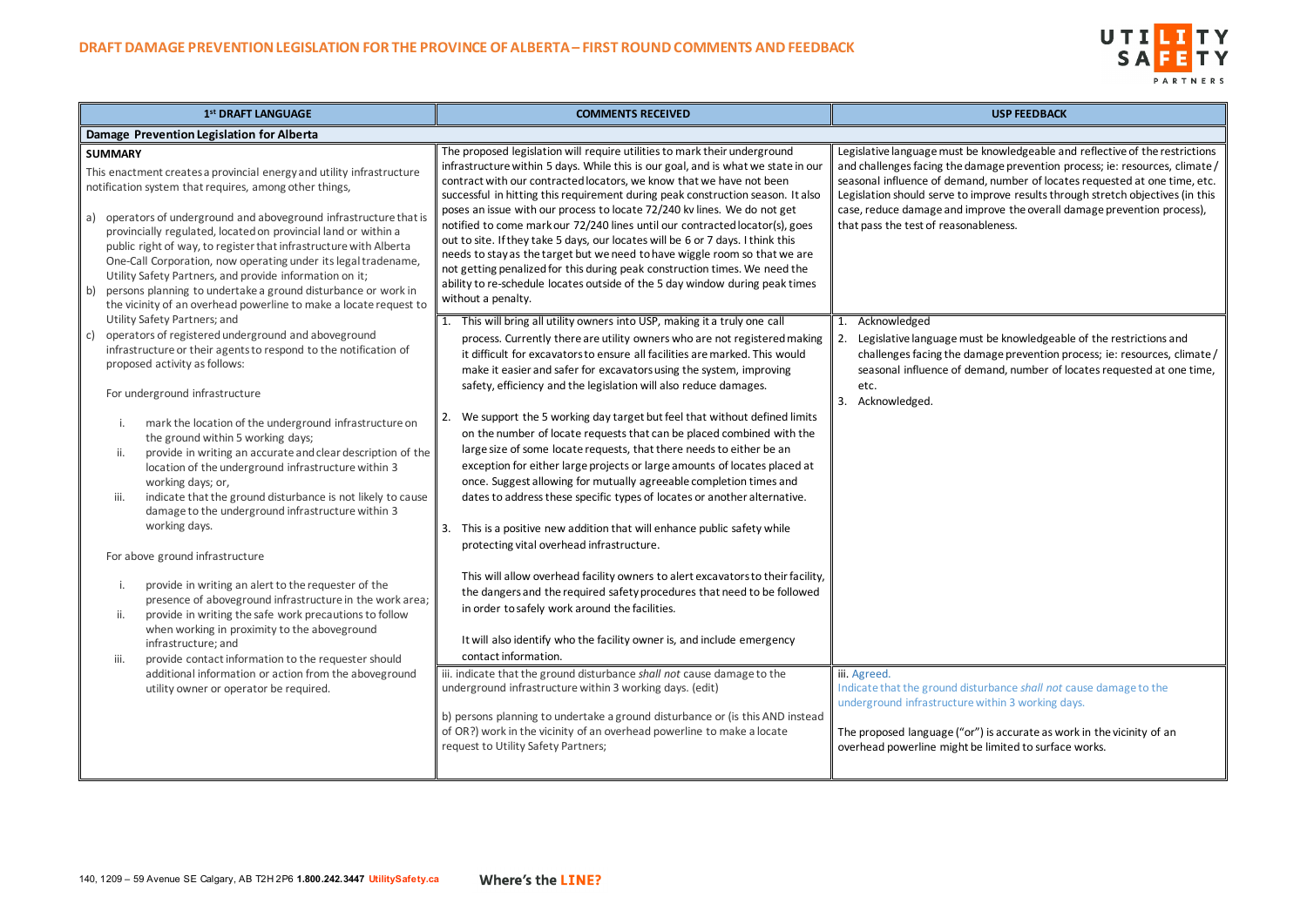# DRAFT DAMAGE PREVENTION LEGISLATION FOR THE PROVINCE OF ALBERTA – FIRST ROUND COMMENTS AND FEEDBACK

| 1st DRAFT LANGUAGE | COMMENTS RECEIVED | USP FEEDBACK |
|---|---|---|
| **Damage Prevention Legislation for Alberta** | | |
| **SUMMARY**<br><br>This enactment creates a provincial energy and utility infrastructure notification system that requires, among other things,<br><br>a) operators of underground and aboveground infrastructure that is provincially regulated, located on provincial land or within a public right of way, to register that infrastructure with Alberta One-Call Corporation, now operating under its legal tradename, Utility Safety Partners, and provide information on it;<br>b) persons planning to undertake a ground disturbance or work in the vicinity of an overhead powerline to make a locate request to Utility Safety Partners; and<br>c) operators of registered underground and aboveground infrastructure or their agents to respond to the notification of proposed activity as follows:<br><br>For underground infrastructure<br><br>i. mark the location of the underground infrastructure on the ground within 5 working days;<br>ii. provide in writing an accurate and clear description of the location of the underground infrastructure within 3 working days; or,<br>iii. indicate that the ground disturbance is not likely to cause damage to the underground infrastructure within 3 working days.<br><br>For above ground infrastructure<br><br>i. provide in writing an alert to the requester of the presence of aboveground infrastructure in the work area;<br>ii. provide in writing the safe work precautions to follow when working in proximity to the aboveground infrastructure; and<br>iii. provide contact information to the requester should additional information or action from the aboveground utility owner or operator be required. | The proposed legislation will require utilities to mark their underground infrastructure within 5 days. While this is our goal, and is what we state in our contract with our contracted locators, we know that we have not been successful in hitting this requirement during peak construction season. It also poses an issue with our process to locate 72/240 kv lines. We do not get notified to come mark our 72/240 lines until our contracted locator(s), goes out to site. If they take 5 days, our locates will be 6 or 7 days. I think this needs to stay as the target but we need to have wiggle room so that we are not getting penalized for this during peak construction times. We need the ability to re-schedule locates outside of the 5 day window during peak times without a penalty. | Legislative language must be knowledgeable and reflective of the restrictions and challenges facing the damage prevention process; ie: resources, climate / seasonal influence of demand, number of locates requested at one time, etc. Legislation should serve to improve results through stretch objectives (in this case, reduce damage and improve the overall damage prevention process), that pass the test of reasonableness. |
| | 1. This will bring all utility owners into USP, making it a truly one call process. Currently there are utility owners who are not registered making it difficult for excavators to ensure all facilities are marked. This would make it easier and safer for excavators using the system, improving safety, efficiency and the legislation will also reduce damages.<br><br>2. We support the 5 working day target but feel that without defined limits on the number of locate requests that can be placed combined with the large size of some locate requests, that there needs to either be an exception for either large projects or large amounts of locates placed at once. Suggest allowing for mutually agreeable completion times and dates to address these specific types of locates or another alternative.<br><br>3. This is a positive new addition that will enhance public safety while protecting vital overhead infrastructure.<br><br>This will allow overhead facility owners to alert excavators to their facility, the dangers and the required safety procedures that need to be followed in order to safely work around the facilities.<br><br>It will also identify who the facility owner is, and include emergency contact information. | 1. Acknowledged<br>2. Legislative language must be knowledgeable of the restrictions and challenges facing the damage prevention process; ie: resources, climate / seasonal influence of demand, number of locates requested at one time, etc.<br>3. Acknowledged. |
| | iii. indicate that the ground disturbance *shall not* cause damage to the underground infrastructure within 3 working days. (edit)<br><br>b) persons planning to undertake a ground disturbance or (is this AND instead of OR?) work in the vicinity of an overhead powerline to make a locate request to Utility Safety Partners; | iii. Agreed.<br>Indicate that the ground disturbance *shall not* cause damage to the underground infrastructure within 3 working days.<br><br>The proposed language ("or") is accurate as work in the vicinity of an overhead powerline might be limited to surface works. |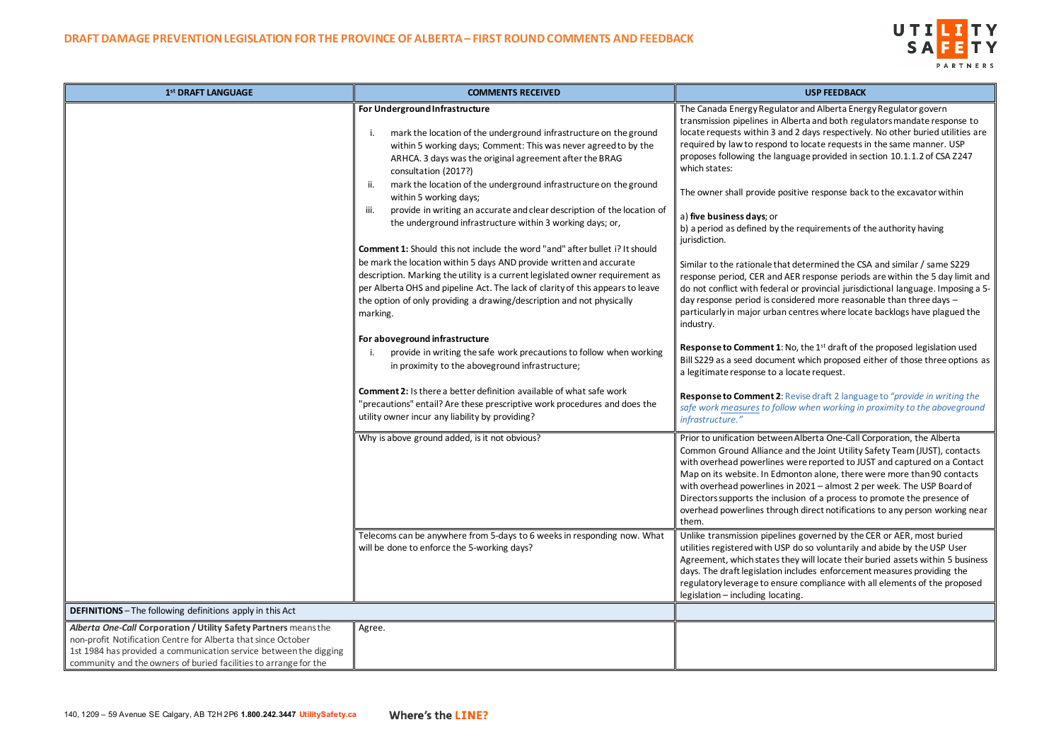# DRAFT DAMAGE PREVENTION LEGISLATION FOR THE PROVINCE OF ALBERTA – FIRST ROUND COMMENTS AND FEEDBACK

| 1st DRAFT LANGUAGE | COMMENTS RECEIVED | USP FEEDBACK |
|---|---|---|
| | **For Underground Infrastructure**<br><br>i. mark the location of the underground infrastructure on the ground within 5 working days; Comment: This was never agreed to by the ARHCA. 3 days was the original agreement after the BRAG consultation (2017?)<br>ii. mark the location of the underground infrastructure on the ground within 5 working days;<br>iii. provide in writing an accurate and clear description of the location of the underground infrastructure within 3 working days; or,<br><br>**Comment 1:** Should this not include the word "and" after bullet i? It should be mark the location within 5 days AND provide written and accurate description. Marking the utility is a current legislated owner requirement as per Alberta OHS and pipeline Act. The lack of clarity of this appears to leave the option of only providing a drawing/description and not physically marking.<br><br>**For aboveground infrastructure**<br>i. provide in writing the safe work precautions to follow when working in proximity to the aboveground infrastructure;<br><br>**Comment 2:** Is there a better definition available of what safe work "precautions" entail? Are these prescriptive work procedures and does the utility owner incur any liability by providing? | The Canada Energy Regulator and Alberta Energy Regulator govern transmission pipelines in Alberta and both regulators mandate response to locate requests within 3 and 2 days respectively. No other buried utilities are required by law to respond to locate requests in the same manner. USP proposes following the language provided in section 10.1.1.2 of CSA Z247 which states:<br><br>The owner shall provide positive response back to the excavator within<br><br>a) **five business days**; or<br>b) a period as defined by the requirements of the authority having jurisdiction.<br><br>Similar to the rationale that determined the CSA and similar / same S229 response period, CER and AER response periods are within the 5 day limit and do not conflict with federal or provincial jurisdictional language. Imposing a 5-day response period is considered more reasonable than three days – particularly in major urban centres where locate backlogs have plagued the industry.<br><br>**Response to Comment 1**: No, the 1st draft of the proposed legislation used Bill S229 as a seed document which proposed either of those three options as a legitimate response to a locate request.<br><br>**Response to Comment 2**: Revise draft 2 language to *"provide in writing the safe work measures to follow when working in proximity to the aboveground infrastructure."* |
| | Why is above ground added, is it not obvious? | Prior to unification between Alberta One-Call Corporation, the Alberta Common Ground Alliance and the Joint Utility Safety Team (JUST), contacts with overhead powerlines were reported to JUST and captured on a Contact Map on its website. In Edmonton alone, there were more than 90 contacts with overhead powerlines in 2021 – almost 2 per week. The USP Board of Directors supports the inclusion of a process to promote the presence of overhead powerlines through direct notifications to any person working near them. |
| | Telecoms can be anywhere from 5-days to 6 weeks in responding now. What will be done to enforce the 5-working days? | Unlike transmission pipelines governed by the CER or AER, most buried utilities registered with USP do so voluntarily and abide by the USP User Agreement, which states they will locate their buried assets within 5 business days. The draft legislation includes enforcement measures providing the regulatory leverage to ensure compliance with all elements of the proposed legislation – including locating. |
| **DEFINITIONS** – The following definitions apply in this Act | | |
| ***Alberta One-Call* Corporation / Utility Safety Partners** means the non-profit Notification Centre for Alberta that since October 1st 1984 has provided a communication service between the digging community and the owners of buried facilities to arrange for the | Agree. | |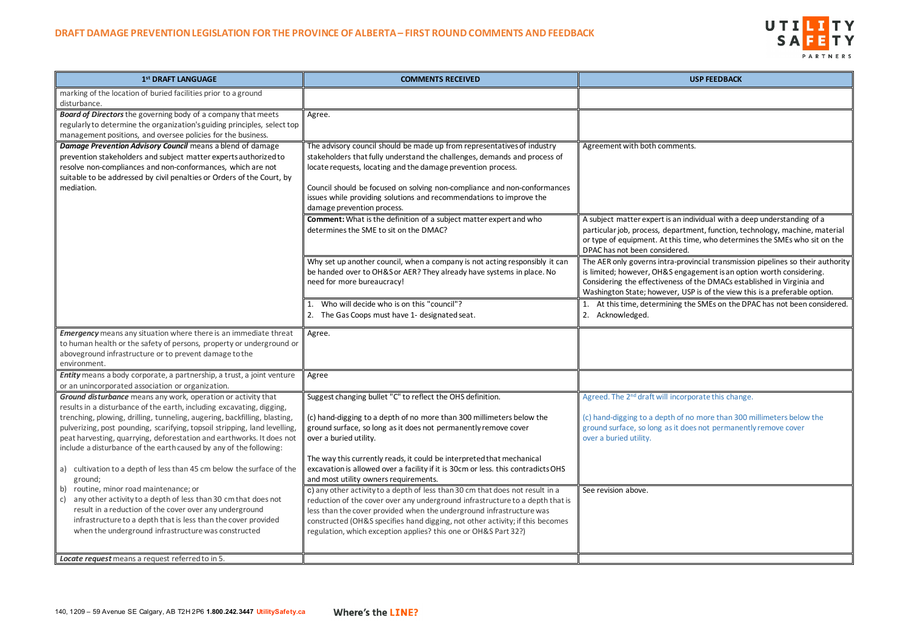## DRAFT DAMAGE PREVENTION LEGISLATION FOR THE PROVINCE OF ALBERTA – FIRST ROUND COMMENTS AND FEEDBACK

| 1st DRAFT LANGUAGE | COMMENTS RECEIVED | USP FEEDBACK |
|---|---|---|
| marking of the location of buried facilities prior to a ground disturbance. | | |
| ***Board of Directors*** the governing body of a company that meets regularly to determine the organization's guiding principles, select top management positions, and oversee policies for the business. | Agree. | |
| ***Damage Prevention Advisory Council*** means a blend of damage prevention stakeholders and subject matter experts authorized to resolve non-compliances and non-conformances, which are not suitable to be addressed by civil penalties or Orders of the Court, by mediation. | The advisory council should be made up from representatives of industry stakeholders that fully understand the challenges, demands and process of locate requests, locating and the damage prevention process.<br><br>Council should be focused on solving non-compliance and non-conformances issues while providing solutions and recommendations to improve the damage prevention process. | Agreement with both comments. |
| | **Comment:** What is the definition of a subject matter expert and who determines the SME to sit on the DMAC? | A subject matter expert is an individual with a deep understanding of a particular job, process, department, function, technology, machine, material or type of equipment. At this time, who determines the SMEs who sit on the DPAC has not been considered. |
| | Why set up another council, when a company is not acting responsibly it can be handed over to OH&S or AER? They already have systems in place. No need for more bureaucracy! | The AER only governs intra-provincial transmission pipelines so their authority is limited; however, OH&S engagement is an option worth considering. Considering the effectiveness of the DMACs established in Virginia and Washington State; however, USP is of the view this is a preferable option. |
| | 1. Who will decide who is on this "council"?<br>2. The Gas Coops must have 1- designated seat. | 1. At this time, determining the SMEs on the DPAC has not been considered.<br>2. Acknowledged. |
| ***Emergency*** means any situation where there is an immediate threat to human health or the safety of persons, property or underground or aboveground infrastructure or to prevent damage to the environment. | Agree. | |
| ***Entity*** means a body corporate, a partnership, a trust, a joint venture or an unincorporated association or organization. | Agree | |
| ***Ground disturbance*** means any work, operation or activity that results in a disturbance of the earth, including excavating, digging, trenching, plowing, drilling, tunneling, augering, backfilling, blasting, pulverizing, post pounding, scarifying, topsoil stripping, land levelling, peat harvesting, quarrying, deforestation and earthworks. It does not include a disturbance of the earth caused by any of the following:<br><br>a) cultivation to a depth of less than 45 cm below the surface of the ground;<br>b) routine, minor road maintenance; or<br>c) any other activity to a depth of less than 30 cm that does not result in a reduction of the cover over any underground infrastructure to a depth that is less than the cover provided when the underground infrastructure was constructed | Suggest changing bullet "C" to reflect the OHS definition.<br><br>(c) hand-digging to a depth of no more than 300 millimeters below the ground surface, so long as it does not permanently remove cover over a buried utility.<br><br>The way this currently reads, it could be interpreted that mechanical excavation is allowed over a facility if it is 30cm or less. this contradicts OHS and most utility owners requirements. | Agreed. The 2nd draft will incorporate this change.<br><br>(c) hand-digging to a depth of no more than 300 millimeters below the ground surface, so long as it does not permanently remove cover over a buried utility. |
| | c) any other activity to a depth of less than 30 cm that does not result in a reduction of the cover over any underground infrastructure to a depth that is less than the cover provided when the underground infrastructure was constructed (OH&S specifies hand digging, not other activity; if this becomes regulation, which exception applies? this one or OH&S Part 32?) | See revision above. |
| ***Locate request*** means a request referred to in 5. | | |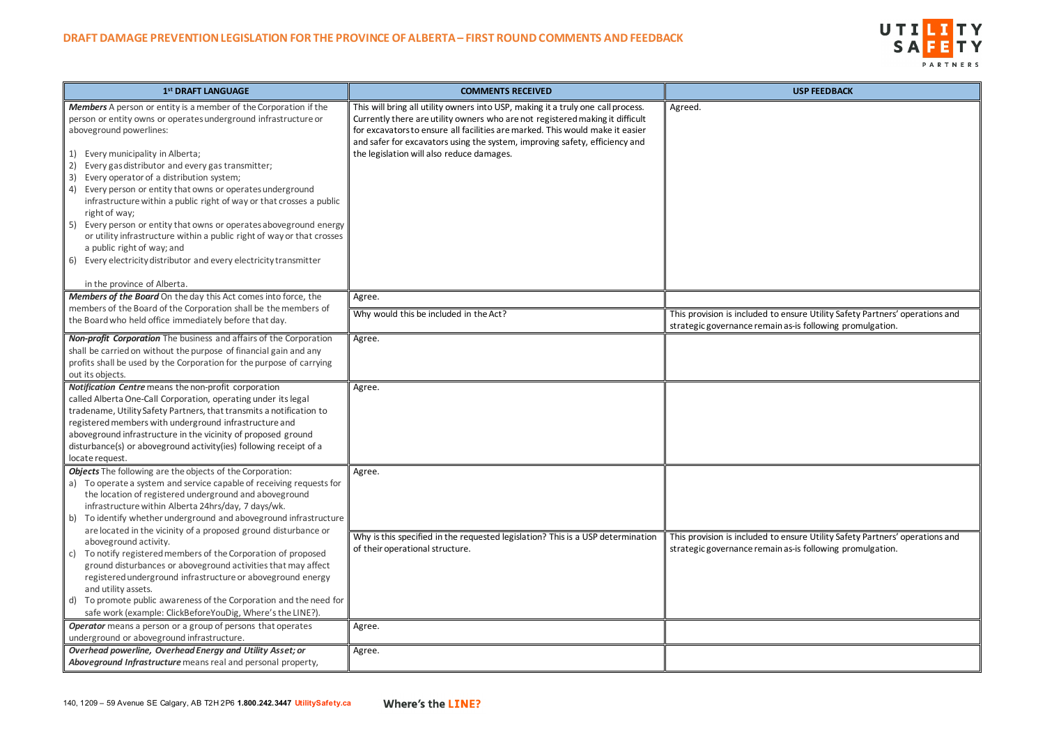## DRAFT DAMAGE PREVENTION LEGISLATION FOR THE PROVINCE OF ALBERTA – FIRST ROUND COMMENTS AND FEEDBACK

| 1st DRAFT LANGUAGE | COMMENTS RECEIVED | USP FEEDBACK |
|---|---|---|
| ***Members*** A person or entity is a member of the Corporation if the person or entity owns or operates underground infrastructure or aboveground powerlines:<br><br>1) Every municipality in Alberta;<br>2) Every gas distributor and every gas transmitter;<br>3) Every operator of a distribution system;<br>4) Every person or entity that owns or operates underground infrastructure within a public right of way or that crosses a public right of way;<br>5) Every person or entity that owns or operates aboveground energy or utility infrastructure within a public right of way or that crosses a public right of way; and<br>6) Every electricity distributor and every electricity transmitter<br><br>in the province of Alberta. | This will bring all utility owners into USP, making it a truly one call process. Currently there are utility owners who are not registered making it difficult for excavators to ensure all facilities are marked. This would make it easier and safer for excavators using the system, improving safety, efficiency and the legislation will also reduce damages. | Agreed. |
| ***Members of the Board*** On the day this Act comes into force, the members of the Board of the Corporation shall be the members of the Board who held office immediately before that day. | Agree. | |
| | Why would this be included in the Act? | This provision is included to ensure Utility Safety Partners' operations and strategic governance remain as-is following promulgation. |
| ***Non-profit Corporation*** The business and affairs of the Corporation shall be carried on without the purpose of financial gain and any profits shall be used by the Corporation for the purpose of carrying out its objects. | Agree. | |
| ***Notification Centre*** means the non-profit corporation called Alberta One-Call Corporation, operating under its legal tradename, Utility Safety Partners, that transmits a notification to registered members with underground infrastructure and aboveground infrastructure in the vicinity of proposed ground disturbance(s) or aboveground activity(ies) following receipt of a locate request. | Agree. | |
| ***Objects*** The following are the objects of the Corporation:<br>a) To operate a system and service capable of receiving requests for the location of registered underground and aboveground infrastructure within Alberta 24hrs/day, 7 days/wk.<br>b) To identify whether underground and aboveground infrastructure are located in the vicinity of a proposed ground disturbance or aboveground activity.<br>c) To notify registered members of the Corporation of proposed ground disturbances or aboveground activities that may affect registered underground infrastructure or aboveground energy and utility assets.<br>d) To promote public awareness of the Corporation and the need for safe work (example: ClickBeforeYouDig, Where's the LINE?). | Agree. | |
| | Why is this specified in the requested legislation? This is a USP determination of their operational structure. | This provision is included to ensure Utility Safety Partners' operations and strategic governance remain as-is following promulgation. |
| ***Operator*** means a person or a group of persons that operates underground or aboveground infrastructure. | Agree. | |
| ***Overhead powerline, Overhead Energy and Utility Asset; or Aboveground Infrastructure*** means real and personal property, | Agree. | |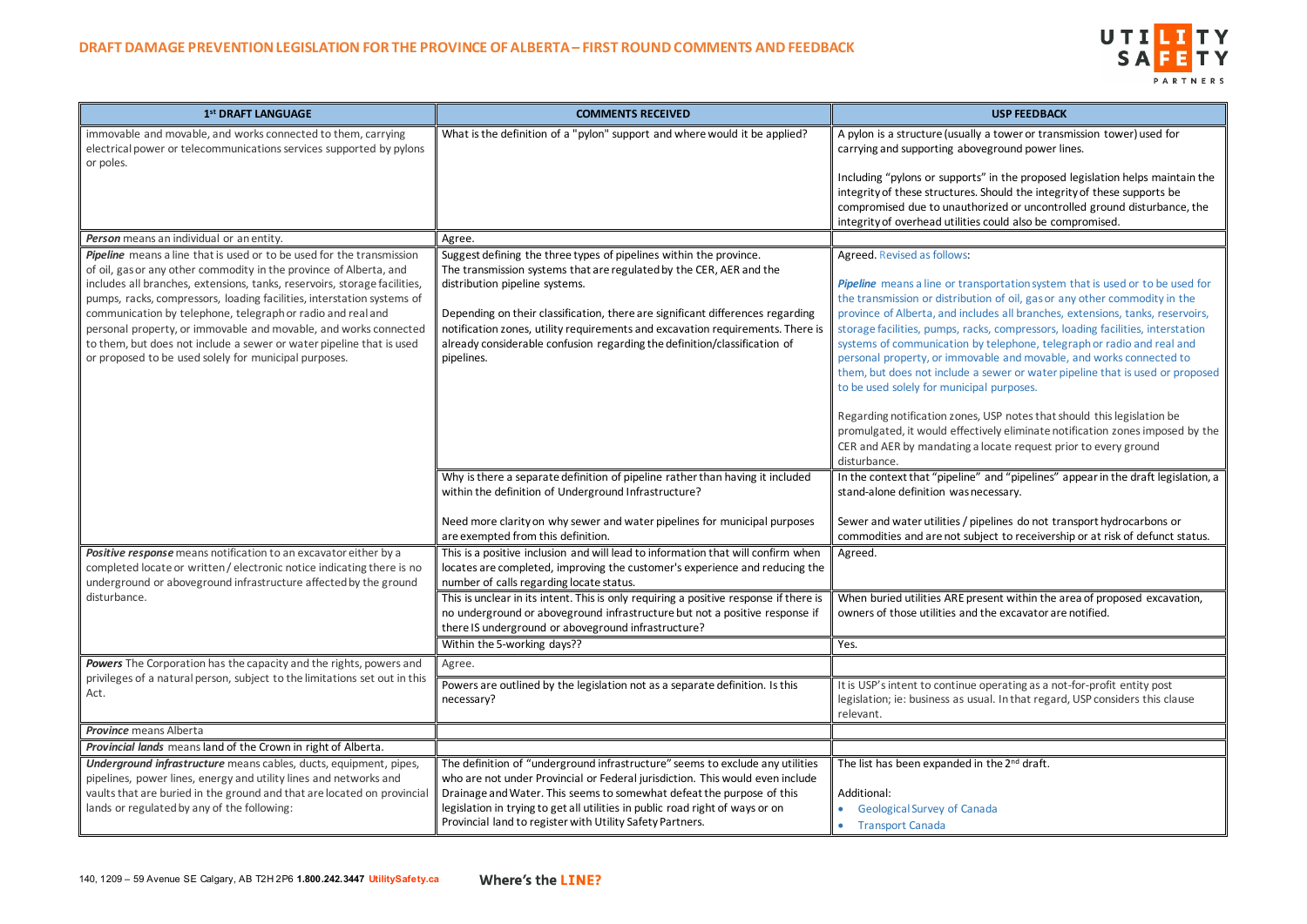## DRAFT DAMAGE PREVENTION LEGISLATION FOR THE PROVINCE OF ALBERTA – FIRST ROUND COMMENTS AND FEEDBACK

| 1st DRAFT LANGUAGE | COMMENTS RECEIVED | USP FEEDBACK |
|---|---|---|
| immovable and movable, and works connected to them, carrying electrical power or telecommunications services supported by pylons or poles. | What is the definition of a "pylon" support and where would it be applied? | A pylon is a structure (usually a tower or transmission tower) used for carrying and supporting aboveground power lines.<br><br>Including "pylons or supports" in the proposed legislation helps maintain the integrity of these structures. Should the integrity of these supports be compromised due to unauthorized or uncontrolled ground disturbance, the integrity of overhead utilities could also be compromised. |
| ***Person*** means an individual or an entity. | Agree. | |
| ***Pipeline*** means a line that is used or to be used for the transmission of oil, gas or any other commodity in the province of Alberta, and includes all branches, extensions, tanks, reservoirs, storage facilities, pumps, racks, compressors, loading facilities, interstation systems of communication by telephone, telegraph or radio and real and personal property, or immovable and movable, and works connected to them, but does not include a sewer or water pipeline that is used or proposed to be used solely for municipal purposes. | Suggest defining the three types of pipelines within the province. The transmission systems that are regulated by the CER, AER and the distribution pipeline systems.<br><br>Depending on their classification, there are significant differences regarding notification zones, utility requirements and excavation requirements. There is already considerable confusion regarding the definition/classification of pipelines. | Agreed. Revised as follows:<br><br>***Pipeline*** means a line or transportation system that is used or to be used for the transmission or distribution of oil, gas or any other commodity in the province of Alberta, and includes all branches, extensions, tanks, reservoirs, storage facilities, pumps, racks, compressors, loading facilities, interstation systems of communication by telephone, telegraph or radio and real and personal property, or immovable and movable, and works connected to them, but does not include a sewer or water pipeline that is used or proposed to be used solely for municipal purposes.<br><br>Regarding notification zones, USP notes that should this legislation be promulgated, it would effectively eliminate notification zones imposed by the CER and AER by mandating a locate request prior to every ground disturbance. |
| | Why is there a separate definition of pipeline rather than having it included within the definition of Underground Infrastructure?<br><br>Need more clarity on why sewer and water pipelines for municipal purposes are exempted from this definition. | In the context that "pipeline" and "pipelines" appear in the draft legislation, a stand-alone definition was necessary.<br><br>Sewer and water utilities / pipelines do not transport hydrocarbons or commodities and are not subject to receivership or at risk of defunct status. |
| ***Positive response*** means notification to an excavator either by a completed locate or written / electronic notice indicating there is no underground or aboveground infrastructure affected by the ground disturbance. | This is a positive inclusion and will lead to information that will confirm when locates are completed, improving the customer's experience and reducing the number of calls regarding locate status. | Agreed. |
| | This is unclear in its intent. This is only requiring a positive response if there is no underground or aboveground infrastructure but not a positive response if there IS underground or aboveground infrastructure? | When buried utilities ARE present within the area of proposed excavation, owners of those utilities and the excavator are notified. |
| | Within the 5-working days?? | Yes. |
| ***Powers*** The Corporation has the capacity and the rights, powers and privileges of a natural person, subject to the limitations set out in this Act. | Agree. | |
| | Powers are outlined by the legislation not as a separate definition. Is this necessary? | It is USP's intent to continue operating as a not-for-profit entity post legislation; ie: business as usual. In that regard, USP considers this clause relevant. |
| ***Province*** means Alberta | | |
| ***Provincial lands*** means land of the Crown in right of Alberta. | | |
| ***Underground infrastructure*** means cables, ducts, equipment, pipes, pipelines, power lines, energy and utility lines and networks and vaults that are buried in the ground and that are located on provincial lands or regulated by any of the following: | The definition of "underground infrastructure" seems to exclude any utilities who are not under Provincial or Federal jurisdiction. This would even include Drainage and Water. This seems to somewhat defeat the purpose of this legislation in trying to get all utilities in public road right of ways or on Provincial land to register with Utility Safety Partners. | The list has been expanded in the 2nd draft.<br><br>Additional:<br>• Geological Survey of Canada<br>• Transport Canada |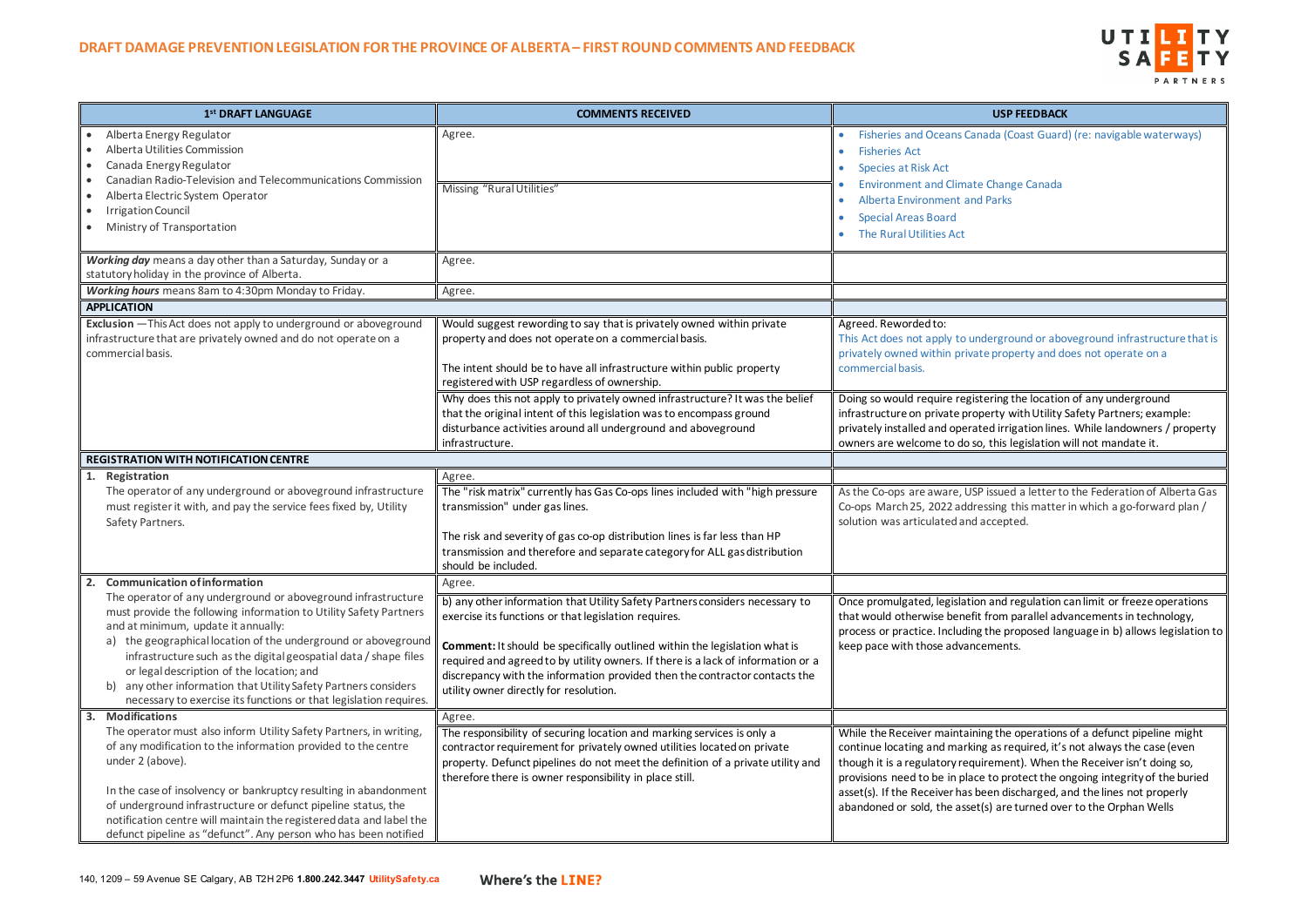## DRAFT DAMAGE PREVENTION LEGISLATION FOR THE PROVINCE OF ALBERTA – FIRST ROUND COMMENTS AND FEEDBACK

| 1st DRAFT LANGUAGE | COMMENTS RECEIVED | USP FEEDBACK |
|---|---|---|
| • Alberta Energy Regulator<br>• Alberta Utilities Commission<br>• Canada Energy Regulator<br>• Canadian Radio-Television and Telecommunications Commission<br>• Alberta Electric System Operator<br>• Irrigation Council<br>• Ministry of Transportation | Agree.<br><br>Missing "Rural Utilities" | • Fisheries and Oceans Canada (Coast Guard) (re: navigable waterways)<br>• Fisheries Act<br>• Species at Risk Act<br>• Environment and Climate Change Canada<br>• Alberta Environment and Parks<br>• Special Areas Board<br>• The Rural Utilities Act |
| ***Working day*** means a day other than a Saturday, Sunday or a statutory holiday in the province of Alberta. | Agree. | |
| ***Working hours*** means 8am to 4:30pm Monday to Friday. | Agree. | |
| **APPLICATION** | | |
| **Exclusion** — This Act does not apply to underground or aboveground infrastructure that are privately owned and do not operate on a commercial basis. | Would suggest rewording to say that is privately owned within private property and does not operate on a commercial basis.<br><br>The intent should be to have all infrastructure within public property registered with USP regardless of ownership. | Agreed. Reworded to:<br>This Act does not apply to underground or aboveground infrastructure that is privately owned within private property and does not operate on a commercial basis. |
| | Why does this not apply to privately owned infrastructure? It was the belief that the original intent of this legislation was to encompass ground disturbance activities around all underground and aboveground infrastructure. | Doing so would require registering the location of any underground infrastructure on private property with Utility Safety Partners; example: privately installed and operated irrigation lines. While landowners / property owners are welcome to do so, this legislation will not mandate it. |
| **REGISTRATION WITH NOTIFICATION CENTRE** | | |
| **1. Registration**<br>The operator of any underground or aboveground infrastructure must register it with, and pay the service fees fixed by, Utility Safety Partners. | Agree.<br><br>The "risk matrix" currently has Gas Co-ops lines included with "high pressure transmission" under gas lines.<br><br>The risk and severity of gas co-op distribution lines is far less than HP transmission and therefore and separate category for ALL gas distribution should be included. | As the Co-ops are aware, USP issued a letter to the Federation of Alberta Gas Co-ops March 25, 2022 addressing this matter in which a go-forward plan / solution was articulated and accepted. |
| **2. Communication of information**<br>The operator of any underground or aboveground infrastructure must provide the following information to Utility Safety Partners and at minimum, update it annually:<br>a) the geographical location of the underground or aboveground infrastructure such as the digital geospatial data / shape files or legal description of the location; and<br>b) any other information that Utility Safety Partners considers necessary to exercise its functions or that legislation requires. | Agree.<br><br>b) any other information that Utility Safety Partners considers necessary to exercise its functions or that legislation requires.<br><br>**Comment:** It should be specifically outlined within the legislation what is required and agreed to by utility owners. If there is a lack of information or a discrepancy with the information provided then the contractor contacts the utility owner directly for resolution. | Once promulgated, legislation and regulation can limit or freeze operations that would otherwise benefit from parallel advancements in technology, process or practice. Including the proposed language in b) allows legislation to keep pace with those advancements. |
| **3. Modifications**<br>The operator must also inform Utility Safety Partners, in writing, of any modification to the information provided to the centre under 2 (above).<br><br>In the case of insolvency or bankruptcy resulting in abandonment of underground infrastructure or defunct pipeline status, the notification centre will maintain the registered data and label the defunct pipeline as "defunct". Any person who has been notified | Agree.<br><br>The responsibility of securing location and marking services is only a contractor requirement for privately owned utilities located on private property. Defunct pipelines do not meet the definition of a private utility and therefore there is owner responsibility in place still. | While the Receiver maintaining the operations of a defunct pipeline might continue locating and marking as required, it's not always the case (even though it is a regulatory requirement). When the Receiver isn't doing so, provisions need to be in place to protect the ongoing integrity of the buried asset(s). If the Receiver has been discharged, and the lines not properly abandoned or sold, the asset(s) are turned over to the Orphan Wells |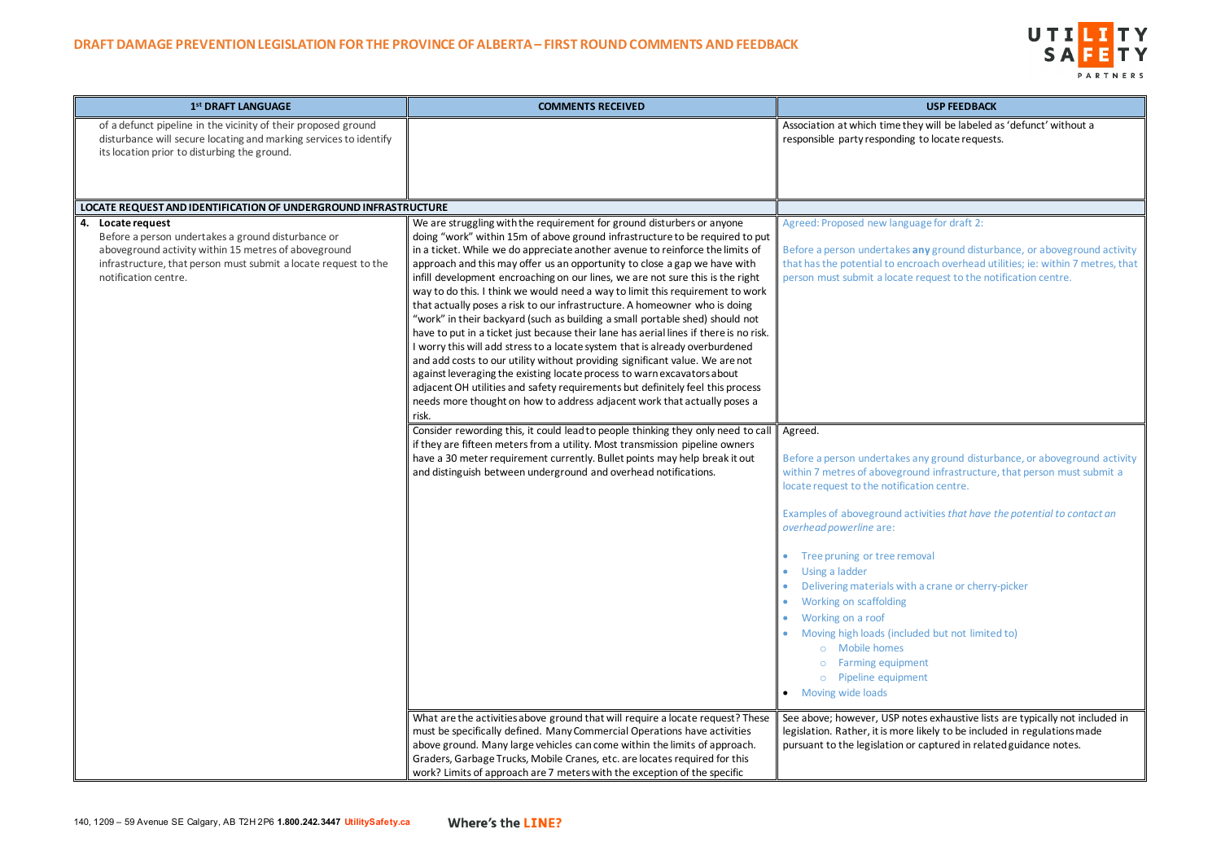## DRAFT DAMAGE PREVENTION LEGISLATION FOR THE PROVINCE OF ALBERTA – FIRST ROUND COMMENTS AND FEEDBACK

| 1st DRAFT LANGUAGE | COMMENTS RECEIVED | USP FEEDBACK |
|---|---|---|
| of a defunct pipeline in the vicinity of their proposed ground disturbance will secure locating and marking services to identify its location prior to disturbing the ground. | | Association at which time they will be labeled as 'defunct' without a responsible party responding to locate requests. |
| **LOCATE REQUEST AND IDENTIFICATION OF UNDERGROUND INFRASTRUCTURE** | | |
| **4. Locate request**<br>Before a person undertakes a ground disturbance or aboveground activity within 15 metres of aboveground infrastructure, that person must submit a locate request to the notification centre. | We are struggling with the requirement for ground disturbers or anyone doing "work" within 15m of above ground infrastructure to be required to put in a ticket. While we do appreciate another avenue to reinforce the limits of approach and this may offer us an opportunity to close a gap we have with infill development encroaching on our lines, we are not sure this is the right way to do this. I think we would need a way to limit this requirement to work that actually poses a risk to our infrastructure. A homeowner who is doing "work" in their backyard (such as building a small portable shed) should not have to put in a ticket just because their lane has aerial lines if there is no risk. I worry this will add stress to a locate system that is already overburdened and add costs to our utility without providing significant value. We are not against leveraging the existing locate process to warn excavators about adjacent OH utilities and safety requirements but definitely feel this process needs more thought on how to address adjacent work that actually poses a risk. | Agreed: Proposed new language for draft 2:<br><br>Before a person undertakes **any** ground disturbance, or aboveground activity that has the potential to encroach overhead utilities; ie: within 7 metres, that person must submit a locate request to the notification centre. |
| | Consider rewording this, it could lead to people thinking they only need to call if they are fifteen meters from a utility. Most transmission pipeline owners have a 30 meter requirement currently. Bullet points may help break it out and distinguish between underground and overhead notifications. | Agreed.<br><br>Before a person undertakes any ground disturbance, or aboveground activity within 7 metres of aboveground infrastructure, that person must submit a locate request to the notification centre.<br><br>Examples of aboveground activities *that have the potential to contact an overhead powerline* are:<br><br>• Tree pruning or tree removal<br>• Using a ladder<br>• Delivering materials with a crane or cherry-picker<br>• Working on scaffolding<br>• Working on a roof<br>• Moving high loads (included but not limited to)<br>&nbsp;&nbsp;&nbsp;&nbsp;○ Mobile homes<br>&nbsp;&nbsp;&nbsp;&nbsp;○ Farming equipment<br>&nbsp;&nbsp;&nbsp;&nbsp;○ Pipeline equipment<br>• Moving wide loads |
| | What are the activities above ground that will require a locate request? These must be specifically defined. Many Commercial Operations have activities above ground. Many large vehicles can come within the limits of approach. Graders, Garbage Trucks, Mobile Cranes, etc. are locates required for this work? Limits of approach are 7 meters with the exception of the specific | See above; however, USP notes exhaustive lists are typically not included in legislation. Rather, it is more likely to be included in regulations made pursuant to the legislation or captured in related guidance notes. |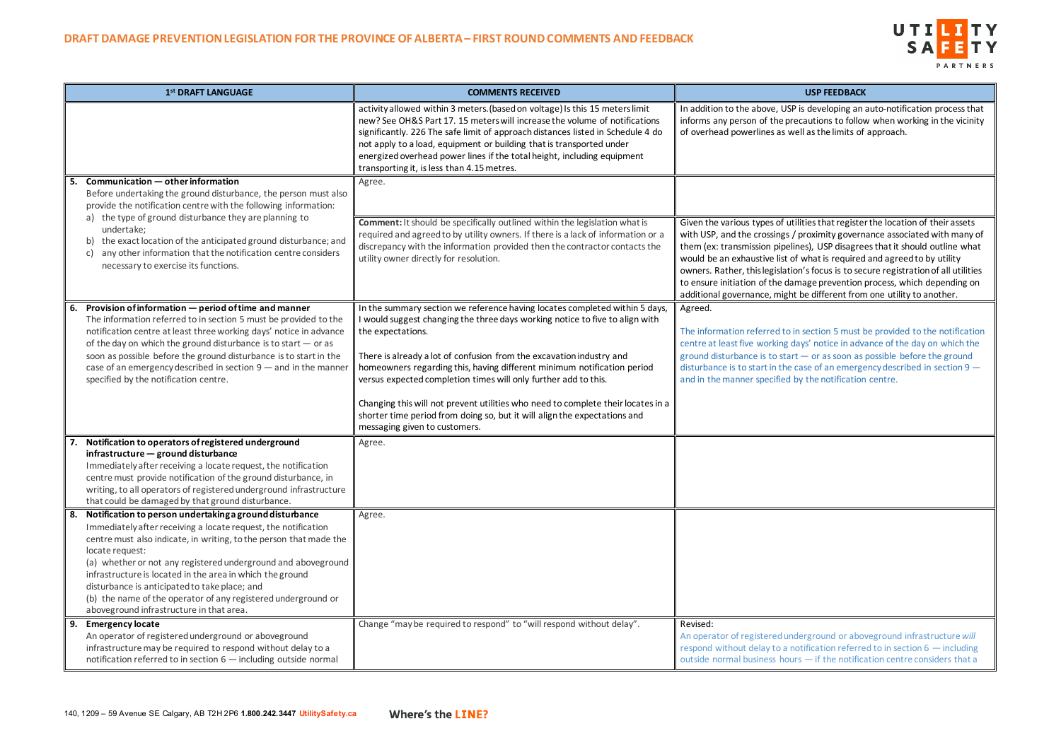# DRAFT DAMAGE PREVENTION LEGISLATION FOR THE PROVINCE OF ALBERTA – FIRST ROUND COMMENTS AND FEEDBACK

| 1st DRAFT LANGUAGE | COMMENTS RECEIVED | USP FEEDBACK |
|---|---|---|
| | activity allowed within 3 meters. (based on voltage) Is this 15 meters limit new? See OH&S Part 17. 15 meters will increase the volume of notifications significantly. 226 The safe limit of approach distances listed in Schedule 4 do not apply to a load, equipment or building that is transported under energized overhead power lines if the total height, including equipment transporting it, is less than 4.15 metres. | In addition to the above, USP is developing an auto-notification process that informs any person of the precautions to follow when working in the vicinity of overhead powerlines as well as the limits of approach. |
| **5. Communication — other information**<br>Before undertaking the ground disturbance, the person must also provide the notification centre with the following information:<br>a) the type of ground disturbance they are planning to undertake;<br>b) the exact location of the anticipated ground disturbance; and<br>c) any other information that the notification centre considers necessary to exercise its functions. | Agree. | |
| | **Comment:** It should be specifically outlined within the legislation what is required and agreed to by utility owners. If there is a lack of information or a discrepancy with the information provided then the contractor contacts the utility owner directly for resolution. | Given the various types of utilities that register the location of their assets with USP, and the crossings / proximity governance associated with many of them (ex: transmission pipelines), USP disagrees that it should outline what would be an exhaustive list of what is required and agreed to by utility owners. Rather, this legislation's focus is to secure registration of all utilities to ensure initiation of the damage prevention process, which depending on additional governance, might be different from one utility to another. |
| **6. Provision of information — period of time and manner**<br>The information referred to in section 5 must be provided to the notification centre at least three working days' notice in advance of the day on which the ground disturbance is to start — or as soon as possible before the ground disturbance is to start in the case of an emergency described in section 9 — and in the manner specified by the notification centre. | In the summary section we reference having locates completed within 5 days, I would suggest changing the three days working notice to five to align with the expectations.<br><br>There is already a lot of confusion from the excavation industry and homeowners regarding this, having different minimum notification period versus expected completion times will only further add to this.<br><br>Changing this will not prevent utilities who need to complete their locates in a shorter time period from doing so, but it will align the expectations and messaging given to customers. | Agreed.<br><br>The information referred to in section 5 must be provided to the notification centre at least five working days' notice in advance of the day on which the ground disturbance is to start — or as soon as possible before the ground disturbance is to start in the case of an emergency described in section 9 — and in the manner specified by the notification centre. |
| **7. Notification to operators of registered underground infrastructure — ground disturbance**<br>Immediately after receiving a locate request, the notification centre must provide notification of the ground disturbance, in writing, to all operators of registered underground infrastructure that could be damaged by that ground disturbance. | Agree. | |
| **8. Notification to person undertaking a ground disturbance**<br>Immediately after receiving a locate request, the notification centre must also indicate, in writing, to the person that made the locate request:<br>(a) whether or not any registered underground and aboveground infrastructure is located in the area in which the ground disturbance is anticipated to take place; and<br>(b) the name of the operator of any registered underground or aboveground infrastructure in that area. | Agree. | |
| **9. Emergency locate**<br>An operator of registered underground or aboveground infrastructure may be required to respond without delay to a notification referred to in section 6 — including outside normal | Change "may be required to respond" to "will respond without delay". | Revised:<br>An operator of registered underground or aboveground infrastructure *will* respond without delay to a notification referred to in section 6 — including outside normal business hours — if the notification centre considers that a |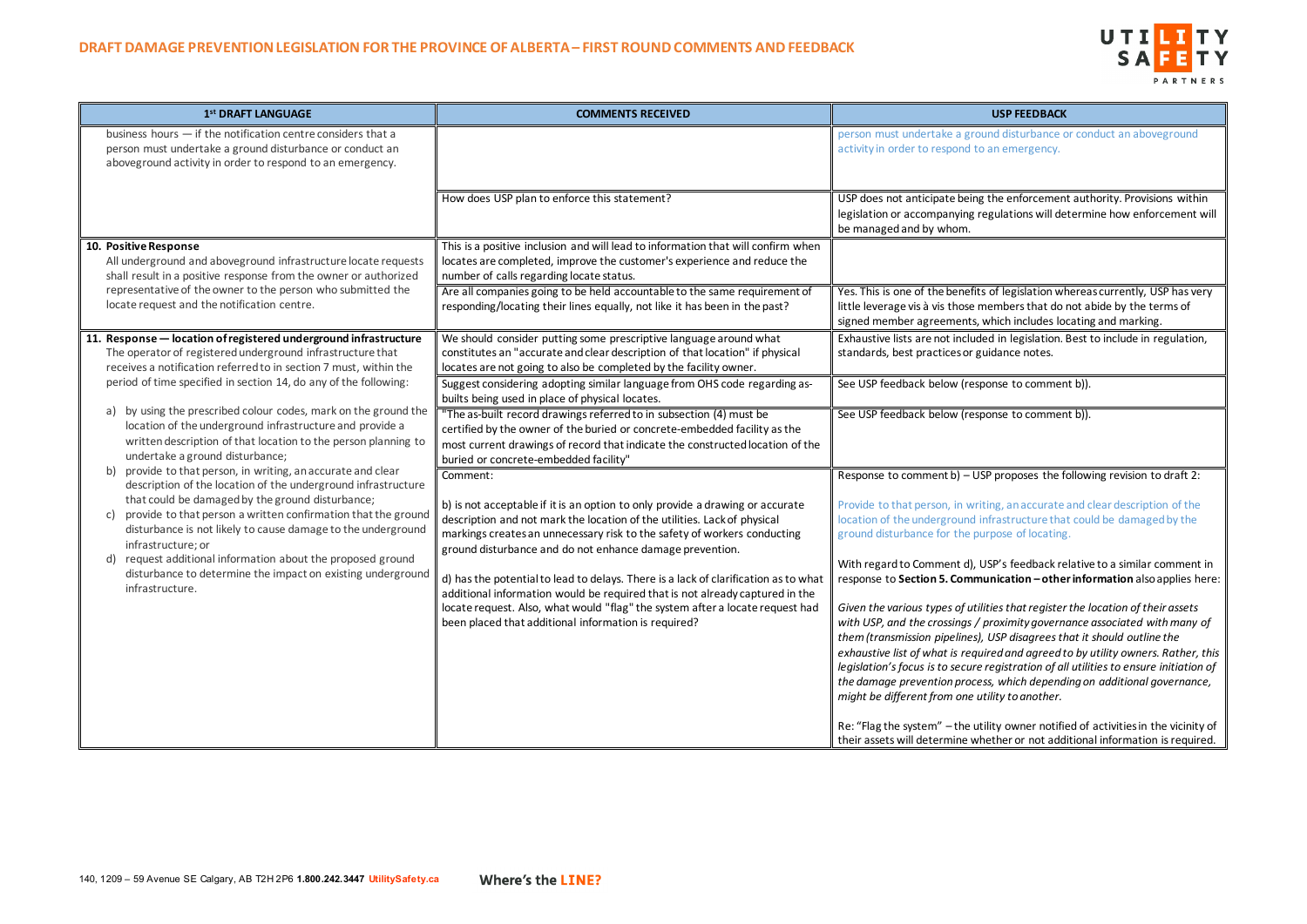## DRAFT DAMAGE PREVENTION LEGISLATION FOR THE PROVINCE OF ALBERTA – FIRST ROUND COMMENTS AND FEEDBACK

| 1st DRAFT LANGUAGE | COMMENTS RECEIVED | USP FEEDBACK |
|---|---|---|
| business hours — if the notification centre considers that a person must undertake a ground disturbance or conduct an aboveground activity in order to respond to an emergency. | | person must undertake a ground disturbance or conduct an aboveground activity in order to respond to an emergency. |
| | How does USP plan to enforce this statement? | USP does not anticipate being the enforcement authority. Provisions within legislation or accompanying regulations will determine how enforcement will be managed and by whom. |
| **10. Positive Response**<br>All underground and aboveground infrastructure locate requests shall result in a positive response from the owner or authorized representative of the owner to the person who submitted the locate request and the notification centre. | This is a positive inclusion and will lead to information that will confirm when locates are completed, improve the customer's experience and reduce the number of calls regarding locate status. | |
| | Are all companies going to be held accountable to the same requirement of responding/locating their lines equally, not like it has been in the past? | Yes. This is one of the benefits of legislation whereas currently, USP has very little leverage vis à vis those members that do not abide by the terms of signed member agreements, which includes locating and marking. |
| **11. Response — location of registered underground infrastructure**<br>The operator of registered underground infrastructure that receives a notification referred to in section 7 must, within the period of time specified in section 14, do any of the following:<br><br>a) by using the prescribed colour codes, mark on the ground the location of the underground infrastructure and provide a written description of that location to the person planning to undertake a ground disturbance;<br>b) provide to that person, in writing, an accurate and clear description of the location of the underground infrastructure that could be damaged by the ground disturbance;<br>c) provide to that person a written confirmation that the ground disturbance is not likely to cause damage to the underground infrastructure; or<br>d) request additional information about the proposed ground disturbance to determine the impact on existing underground infrastructure. | We should consider putting some prescriptive language around what constitutes an "accurate and clear description of that location" if physical locates are not going to also be completed by the facility owner. | Exhaustive lists are not included in legislation. Best to include in regulation, standards, best practices or guidance notes. |
| | Suggest considering adopting similar language from OHS code regarding as-builts being used in place of physical locates. | See USP feedback below (response to comment b)). |
| | "The as-built record drawings referred to in subsection (4) must be certified by the owner of the buried or concrete-embedded facility as the most current drawings of record that indicate the constructed location of the buried or concrete-embedded facility" | See USP feedback below (response to comment b)). |
| | Comment:<br><br>b) is not acceptable if it is an option to only provide a drawing or accurate description and not mark the location of the utilities. Lack of physical markings creates an unnecessary risk to the safety of workers conducting ground disturbance and do not enhance damage prevention.<br><br>d) has the potential to lead to delays. There is a lack of clarification as to what additional information would be required that is not already captured in the locate request. Also, what would "flag" the system after a locate request had been placed that additional information is required? | Response to comment b) – USP proposes the following revision to draft 2:<br><br>Provide to that person, in writing, an accurate and clear description of the location of the underground infrastructure that could be damaged by the ground disturbance for the purpose of locating.<br><br>With regard to Comment d), USP's feedback relative to a similar comment in response to **Section 5. Communication – other information** also applies here:<br><br>*Given the various types of utilities that register the location of their assets with USP, and the crossings / proximity governance associated with many of them (transmission pipelines), USP disagrees that it should outline the exhaustive list of what is required and agreed to by utility owners. Rather, this legislation's focus is to secure registration of all utilities to ensure initiation of the damage prevention process, which depending on additional governance, might be different from one utility to another.*<br><br>Re: "Flag the system" – the utility owner notified of activities in the vicinity of their assets will determine whether or not additional information is required. |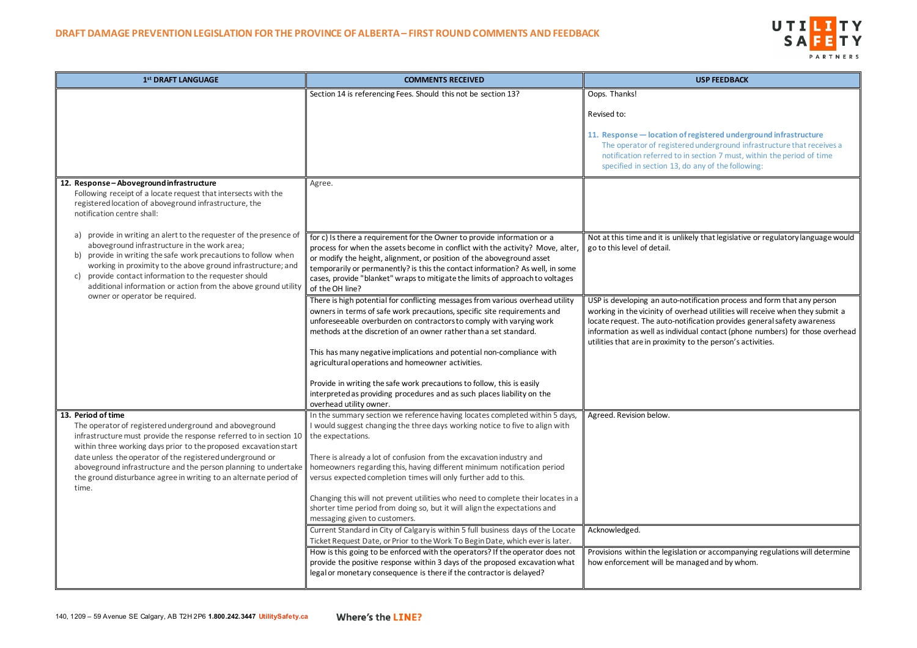## DRAFT DAMAGE PREVENTION LEGISLATION FOR THE PROVINCE OF ALBERTA – FIRST ROUND COMMENTS AND FEEDBACK

| 1st DRAFT LANGUAGE | COMMENTS RECEIVED | USP FEEDBACK |
|---|---|---|
| | Section 14 is referencing Fees. Should this not be section 13? | Oops. Thanks!<br><br>Revised to:<br><br>**11. Response — location of registered underground infrastructure**<br>The operator of registered underground infrastructure that receives a notification referred to in section 7 must, within the period of time specified in section 13, do any of the following: |
| **12. Response – Aboveground infrastructure**<br>Following receipt of a locate request that intersects with the registered location of aboveground infrastructure, the notification centre shall:<br><br>a) provide in writing an alert to the requester of the presence of aboveground infrastructure in the work area;<br>b) provide in writing the safe work precautions to follow when working in proximity to the above ground infrastructure; and<br>c) provide contact information to the requester should additional information or action from the above ground utility owner or operator be required. | Agree. | |
| | for c) Is there a requirement for the Owner to provide information or a process for when the assets become in conflict with the activity? Move, alter, or modify the height, alignment, or position of the aboveground asset temporarily or permanently? is this the contact information? As well, in some cases, provide "blanket" wraps to mitigate the limits of approach to voltages of the OH line? | Not at this time and it is unlikely that legislative or regulatory language would go to this level of detail. |
| | There is high potential for conflicting messages from various overhead utility owners in terms of safe work precautions, specific site requirements and unforeseeable overburden on contractors to comply with varying work methods at the discretion of an owner rather than a set standard.<br><br>This has many negative implications and potential non-compliance with agricultural operations and homeowner activities.<br><br>Provide in writing the safe work precautions to follow, this is easily interpreted as providing procedures and as such places liability on the overhead utility owner. | USP is developing an auto-notification process and form that any person working in the vicinity of overhead utilities will receive when they submit a locate request. The auto-notification provides general safety awareness information as well as individual contact (phone numbers) for those overhead utilities that are in proximity to the person's activities. |
| **13. Period of time**<br>The operator of registered underground and aboveground infrastructure must provide the response referred to in section 10 within three working days prior to the proposed excavation start date unless the operator of the registered underground or aboveground infrastructure and the person planning to undertake the ground disturbance agree in writing to an alternate period of time. | In the summary section we reference having locates completed within 5 days, I would suggest changing the three days working notice to five to align with the expectations.<br><br>There is already a lot of confusion from the excavation industry and homeowners regarding this, having different minimum notification period versus expected completion times will only further add to this.<br><br>Changing this will not prevent utilities who need to complete their locates in a shorter time period from doing so, but it will align the expectations and messaging given to customers. | Agreed. Revision below. |
| | Current Standard in City of Calgary is within 5 full business days of the Locate Ticket Request Date, or Prior to the Work To Begin Date, which ever is later. | Acknowledged. |
| | How is this going to be enforced with the operators? If the operator does not provide the positive response within 3 days of the proposed excavation what legal or monetary consequence is there if the contractor is delayed? | Provisions within the legislation or accompanying regulations will determine how enforcement will be managed and by whom. |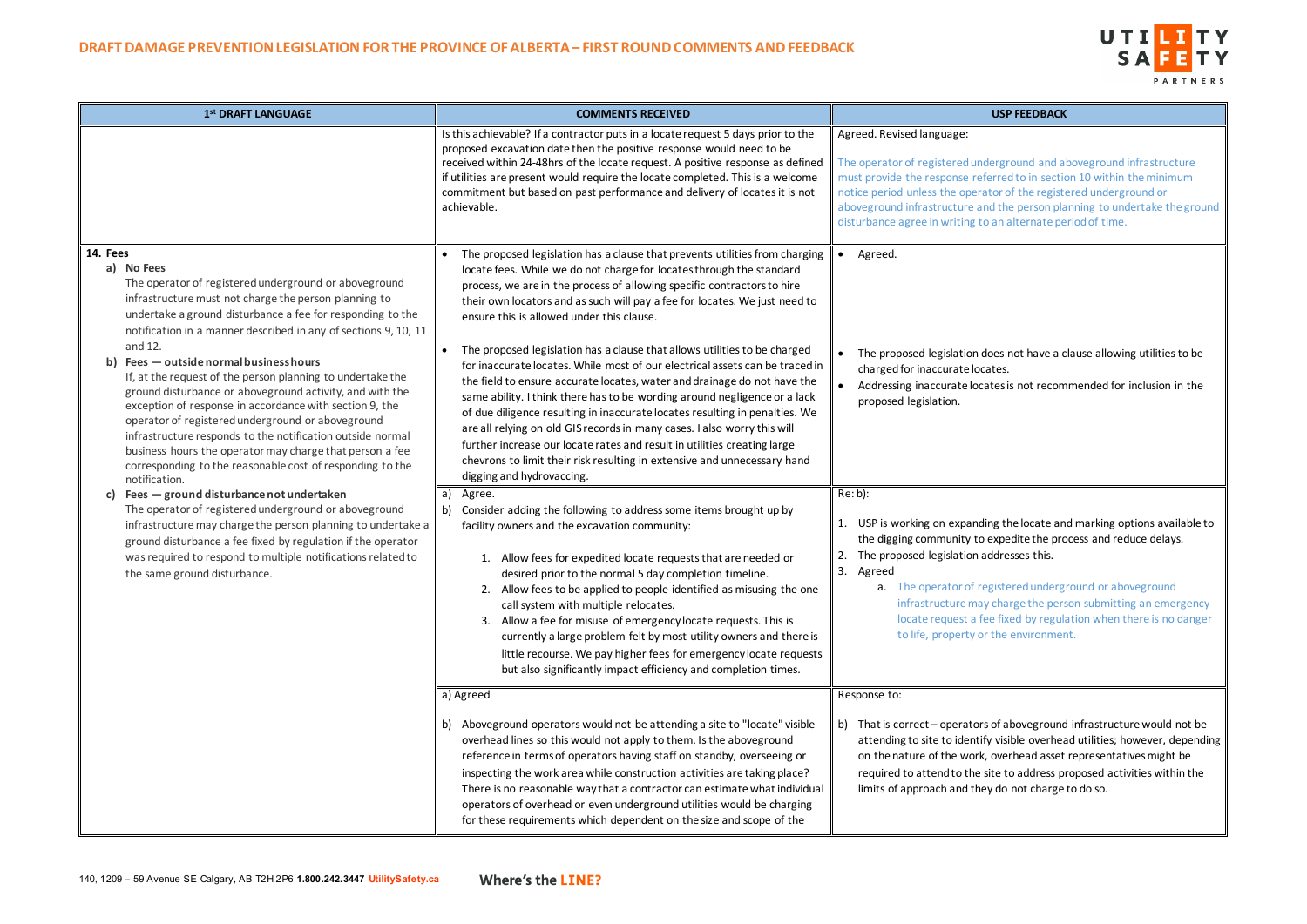**DRAFT DAMAGE PREVENTION LEGISLATION FOR THE PROVINCE OF ALBERTA – FIRST ROUND COMMENTS AND FEEDBACK**

| 1st DRAFT LANGUAGE | COMMENTS RECEIVED | USP FEEDBACK |
|---|---|---|
| | Is this achievable? If a contractor puts in a locate request 5 days prior to the proposed excavation date then the positive response would need to be received within 24-48hrs of the locate request. A positive response as defined if utilities are present would require the locate completed. This is a welcome commitment but based on past performance and delivery of locates it is not achievable. | Agreed. Revised language:<br><br>The operator of registered underground and aboveground infrastructure must provide the response referred to in section 10 within the minimum notice period unless the operator of the registered underground or aboveground infrastructure and the person planning to undertake the ground disturbance agree in writing to an alternate period of time. |
| **14. Fees**<br>**a) No Fees**<br>The operator of registered underground or aboveground infrastructure must not charge the person planning to undertake a ground disturbance a fee for responding to the notification in a manner described in any of sections 9, 10, 11 and 12.<br>**b) Fees — outside normal business hours**<br>If, at the request of the person planning to undertake the ground disturbance or aboveground activity, and with the exception of response in accordance with section 9, the operator of registered underground or aboveground infrastructure responds to the notification outside normal business hours the operator may charge that person a fee corresponding to the reasonable cost of responding to the notification.<br>**c) Fees — ground disturbance not undertaken**<br>The operator of registered underground or aboveground infrastructure may charge the person planning to undertake a ground disturbance a fee fixed by regulation if the operator was required to respond to multiple notifications related to the same ground disturbance. | • The proposed legislation has a clause that prevents utilities from charging locate fees. While we do not charge for locates through the standard process, we are in the process of allowing specific contractors to hire their own locators and as such will pay a fee for locates. We just need to ensure this is allowed under this clause.<br><br>• The proposed legislation has a clause that allows utilities to be charged for inaccurate locates. While most of our electrical assets can be traced in the field to ensure accurate locates, water and drainage do not have the same ability. I think there has to be wording around negligence or a lack of due diligence resulting in inaccurate locates resulting in penalties. We are all relying on old GIS records in many cases. I also worry this will further increase our locate rates and result in utilities creating large chevrons to limit their risk resulting in extensive and unnecessary hand digging and hydrovaccing. | • Agreed.<br><br>• The proposed legislation does not have a clause allowing utilities to be charged for inaccurate locates.<br>• Addressing inaccurate locates is not recommended for inclusion in the proposed legislation. |
| | a) Agree.<br>b) Consider adding the following to address some items brought up by facility owners and the excavation community:<br>1. Allow fees for expedited locate requests that are needed or desired prior to the normal 5 day completion timeline.<br>2. Allow fees to be applied to people identified as misusing the one call system with multiple relocates.<br>3. Allow a fee for misuse of emergency locate requests. This is currently a large problem felt by most utility owners and there is little recourse. We pay higher fees for emergency locate requests but also significantly impact efficiency and completion times. | Re: b):<br><br>1. USP is working on expanding the locate and marking options available to the digging community to expedite the process and reduce delays.<br>2. The proposed legislation addresses this.<br>3. Agreed<br>a. The operator of registered underground or aboveground infrastructure may charge the person submitting an emergency locate request a fee fixed by regulation when there is no danger to life, property or the environment. |
| | a) Agreed<br><br>b) Aboveground operators would not be attending a site to "locate" visible overhead lines so this would not apply to them. Is the aboveground reference in terms of operators having staff on standby, overseeing or inspecting the work area while construction activities are taking place? There is no reasonable way that a contractor can estimate what individual operators of overhead or even underground utilities would be charging for these requirements which dependent on the size and scope of the | Response to:<br><br>b) That is correct – operators of aboveground infrastructure would not be attending to site to identify visible overhead utilities; however, depending on the nature of the work, overhead asset representatives might be required to attend to the site to address proposed activities within the limits of approach and they do not charge to do so. |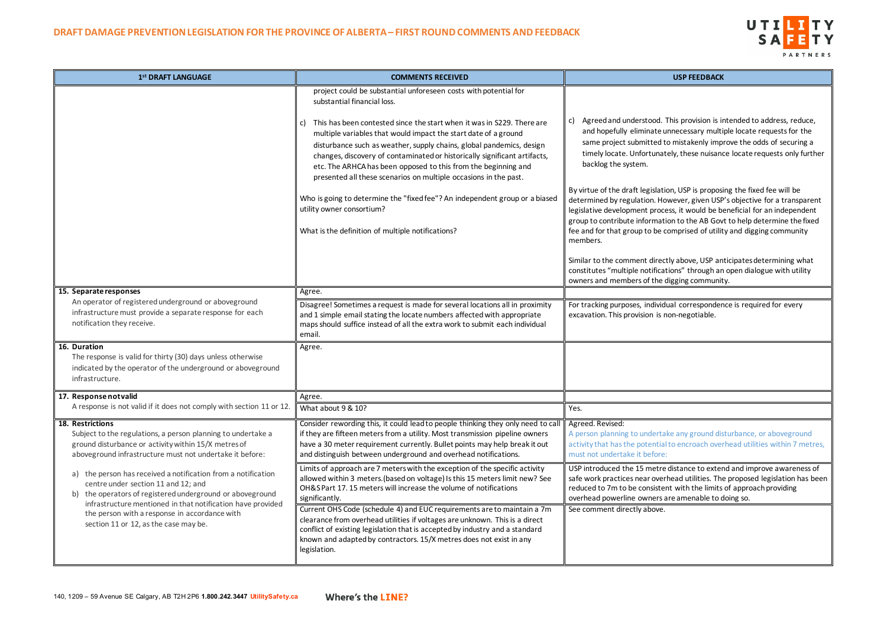# DRAFT DAMAGE PREVENTION LEGISLATION FOR THE PROVINCE OF ALBERTA – FIRST ROUND COMMENTS AND FEEDBACK

| 1st DRAFT LANGUAGE | COMMENTS RECEIVED | USP FEEDBACK |
|---|---|---|
| | project could be substantial unforeseen costs with potential for substantial financial loss.<br><br>c) This has been contested since the start when it was in S229. There are multiple variables that would impact the start date of a ground disturbance such as weather, supply chains, global pandemics, design changes, discovery of contaminated or historically significant artifacts, etc. The ARHCA has been opposed to this from the beginning and presented all these scenarios on multiple occasions in the past.<br><br>Who is going to determine the "fixed fee"? An independent group or a biased utility owner consortium?<br><br>What is the definition of multiple notifications? | c) Agreed and understood. This provision is intended to address, reduce, and hopefully eliminate unnecessary multiple locate requests for the same project submitted to mistakenly improve the odds of securing a timely locate. Unfortunately, these nuisance locate requests only further backlog the system.<br><br>By virtue of the draft legislation, USP is proposing the fixed fee will be determined by regulation. However, given USP's objective for a transparent legislative development process, it would be beneficial for an independent group to contribute information to the AB Govt to help determine the fixed fee and for that group to be comprised of utility and digging community members.<br><br>Similar to the comment directly above, USP anticipates determining what constitutes "multiple notifications" through an open dialogue with utility owners and members of the digging community. |
| **15. Separate responses**<br>An operator of registered underground or aboveground infrastructure must provide a separate response for each notification they receive. | Agree. | |
| | Disagree! Sometimes a request is made for several locations all in proximity and 1 simple email stating the locate numbers affected with appropriate maps should suffice instead of all the extra work to submit each individual email. | For tracking purposes, individual correspondence is required for every excavation. This provision is non-negotiable. |
| **16. Duration**<br>The response is valid for thirty (30) days unless otherwise indicated by the operator of the underground or aboveground infrastructure. | Agree. | |
| **17. Response not valid**<br>A response is not valid if it does not comply with section 11 or 12. | Agree. | |
| | What about 9 & 10? | Yes. |
| **18. Restrictions**<br>Subject to the regulations, a person planning to undertake a ground disturbance or activity within 15/X metres of aboveground infrastructure must not undertake it before:<br><br>a) the person has received a notification from a notification centre under section 11 and 12; and<br>b) the operators of registered underground or aboveground infrastructure mentioned in that notification have provided the person with a response in accordance with section 11 or 12, as the case may be. | Consider rewording this, it could lead to people thinking they only need to call if they are fifteen meters from a utility. Most transmission pipeline owners have a 30 meter requirement currently. Bullet points may help break it out and distinguish between underground and overhead notifications. | Agreed. Revised:<br>A person planning to undertake any ground disturbance, or aboveground activity that has the potential to encroach overhead utilities within 7 metres, must not undertake it before: |
| | Limits of approach are 7 meters with the exception of the specific activity allowed within 3 meters. (based on voltage) Is this 15 meters limit new? See OH&S Part 17. 15 meters will increase the volume of notifications significantly. | USP introduced the 15 metre distance to extend and improve awareness of safe work practices near overhead utilities. The proposed legislation has been reduced to 7m to be consistent with the limits of approach providing overhead powerline owners are amenable to doing so. |
| | Current OHS Code (schedule 4) and EUC requirements are to maintain a 7m clearance from overhead utilities if voltages are unknown. This is a direct conflict of existing legislation that is accepted by industry and a standard known and adapted by contractors. 15/X metres does not exist in any legislation. | See comment directly above. |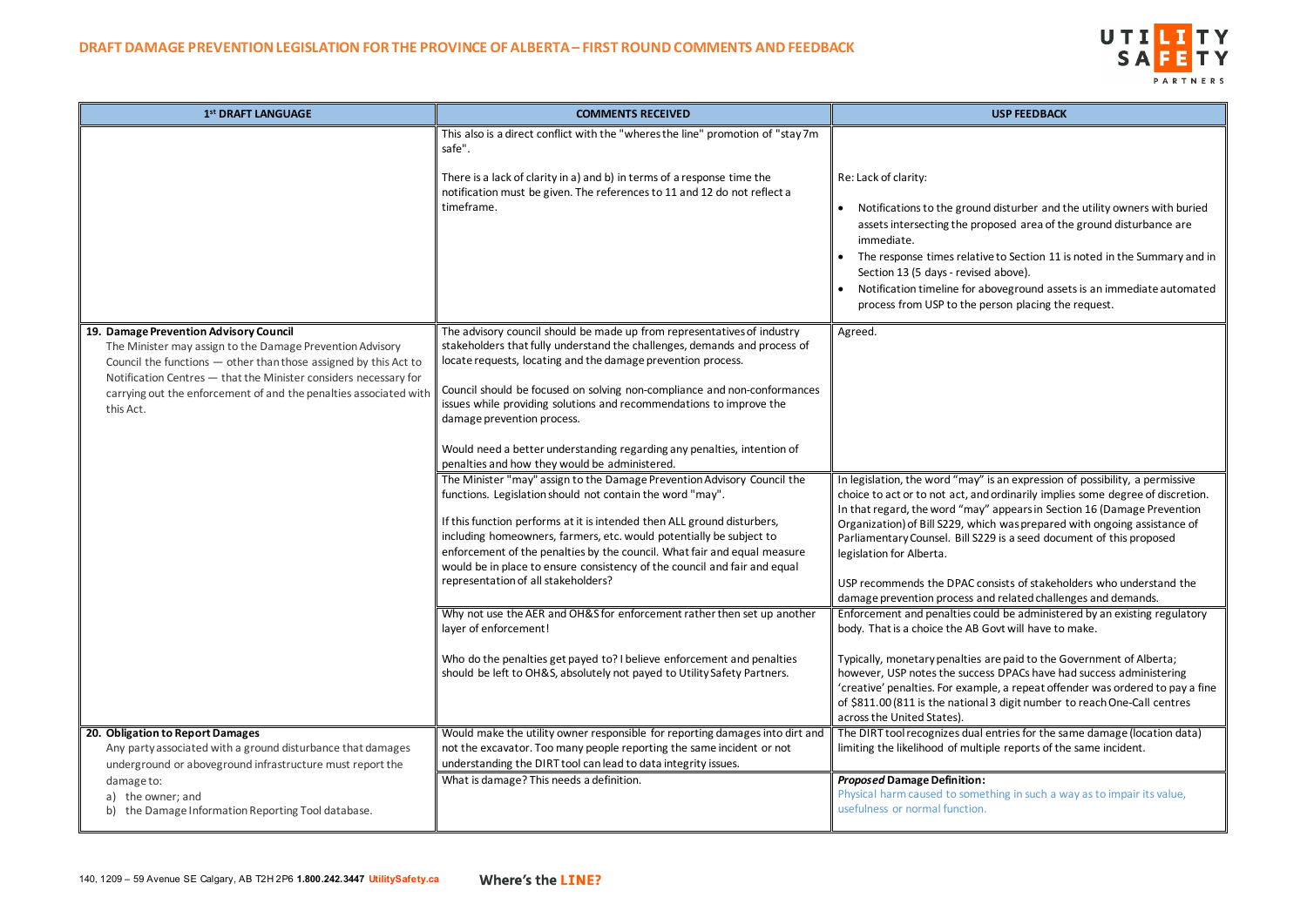| 1st DRAFT LANGUAGE | COMMENTS RECEIVED | USP FEEDBACK |
|---|---|---|
| | This also is a direct conflict with the "wheres the line" promotion of "stay 7m safe".<br><br>There is a lack of clarity in a) and b) in terms of a response time the notification must be given. The references to 11 and 12 do not reflect a timeframe. | Re: Lack of clarity:<br><br>• Notifications to the ground disturber and the utility owners with buried assets intersecting the proposed area of the ground disturbance are immediate.<br>• The response times relative to Section 11 is noted in the Summary and in Section 13 (5 days - revised above).<br>• Notification timeline for aboveground assets is an immediate automated process from USP to the person placing the request. |
| **19. Damage Prevention Advisory Council**<br>The Minister may assign to the Damage Prevention Advisory Council the functions — other than those assigned by this Act to Notification Centres — that the Minister considers necessary for carrying out the enforcement of and the penalties associated with this Act. | The advisory council should be made up from representatives of industry stakeholders that fully understand the challenges, demands and process of locate requests, locating and the damage prevention process.<br><br>Council should be focused on solving non-compliance and non-conformances issues while providing solutions and recommendations to improve the damage prevention process.<br><br>Would need a better understanding regarding any penalties, intention of penalties and how they would be administered. | Agreed. |
| | The Minister "may" assign to the Damage Prevention Advisory Council the functions. Legislation should not contain the word "may".<br><br>If this function performs at it is intended then ALL ground disturbers, including homeowners, farmers, etc. would potentially be subject to enforcement of the penalties by the council. What fair and equal measure would be in place to ensure consistency of the council and fair and equal representation of all stakeholders? | In legislation, the word "may" is an expression of possibility, a permissive choice to act or to not act, and ordinarily implies some degree of discretion. In that regard, the word "may" appears in Section 16 (Damage Prevention Organization) of Bill S229, which was prepared with ongoing assistance of Parliamentary Counsel. Bill S229 is a seed document of this proposed legislation for Alberta.<br><br>USP recommends the DPAC consists of stakeholders who understand the damage prevention process and related challenges and demands. |
| | Why not use the AER and OH&S for enforcement rather then set up another layer of enforcement!<br><br>Who do the penalties get payed to? I believe enforcement and penalties should be left to OH&S, absolutely not payed to Utility Safety Partners. | Enforcement and penalties could be administered by an existing regulatory body. That is a choice the AB Govt will have to make.<br><br>Typically, monetary penalties are paid to the Government of Alberta; however, USP notes the success DPACs have had success administering 'creative' penalties. For example, a repeat offender was ordered to pay a fine of $811.00 (811 is the national 3 digit number to reach One-Call centres across the United States). |
| **20. Obligation to Report Damages**<br>Any party associated with a ground disturbance that damages underground or aboveground infrastructure must report the damage to:<br>a) the owner; and<br>b) the Damage Information Reporting Tool database. | Would make the utility owner responsible for reporting damages into dirt and not the excavator. Too many people reporting the same incident or not understanding the DIRT tool can lead to data integrity issues. | The DIRT tool recognizes dual entries for the same damage (location data) limiting the likelihood of multiple reports of the same incident. |
| | What is damage? This needs a definition. | ***Proposed* Damage Definition:**<br>Physical harm caused to something in such a way as to impair its value, usefulness or normal function. |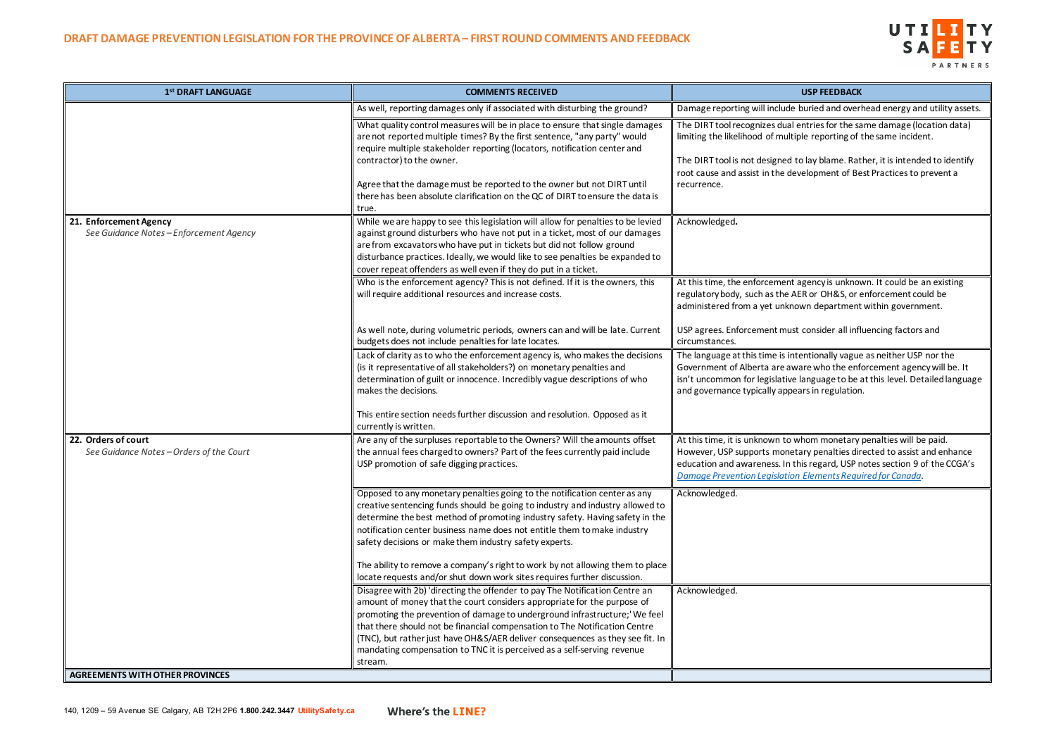## DRAFT DAMAGE PREVENTION LEGISLATION FOR THE PROVINCE OF ALBERTA – FIRST ROUND COMMENTS AND FEEDBACK

| 1st DRAFT LANGUAGE | COMMENTS RECEIVED | USP FEEDBACK |
|---|---|---|
| | As well, reporting damages only if associated with disturbing the ground? | Damage reporting will include buried and overhead energy and utility assets. |
| | What quality control measures will be in place to ensure that single damages are not reported multiple times? By the first sentence, "any party" would require multiple stakeholder reporting (locators, notification center and contractor) to the owner.<br><br>Agree that the damage must be reported to the owner but not DIRT until there has been absolute clarification on the QC of DIRT to ensure the data is true. | The DIRT tool recognizes dual entries for the same damage (location data) limiting the likelihood of multiple reporting of the same incident.<br><br>The DIRT tool is not designed to lay blame. Rather, it is intended to identify root cause and assist in the development of Best Practices to prevent a recurrence. |
| **21. Enforcement Agency**<br>*See Guidance Notes – Enforcement Agency* | While we are happy to see this legislation will allow for penalties to be levied against ground disturbers who have not put in a ticket, most of our damages are from excavators who have put in tickets but did not follow ground disturbance practices. Ideally, we would like to see penalties be expanded to cover repeat offenders as well even if they do put in a ticket. | Acknowledged**.** |
| | Who is the enforcement agency? This is not defined. If it is the owners, this will require additional resources and increase costs.<br><br>As well note, during volumetric periods, owners can and will be late. Current budgets does not include penalties for late locates. | At this time, the enforcement agency is unknown. It could be an existing regulatory body, such as the AER or OH&S, or enforcement could be administered from a yet unknown department within government.<br><br>USP agrees. Enforcement must consider all influencing factors and circumstances. |
| | Lack of clarity as to who the enforcement agency is, who makes the decisions (is it representative of all stakeholders?) on monetary penalties and determination of guilt or innocence. Incredibly vague descriptions of who makes the decisions.<br><br>This entire section needs further discussion and resolution. Opposed as it currently is written. | The language at this time is intentionally vague as neither USP nor the Government of Alberta are aware who the enforcement agency will be. It isn't uncommon for legislative language to be at this level. Detailed language and governance typically appears in regulation. |
| **22. Orders of court**<br>*See Guidance Notes – Orders of the Court* | Are any of the surpluses reportable to the Owners? Will the amounts offset the annual fees charged to owners? Part of the fees currently paid include USP promotion of safe digging practices. | At this time, it is unknown to whom monetary penalties will be paid. However, USP supports monetary penalties directed to assist and enhance education and awareness. In this regard, USP notes section 9 of the CCGA's *Damage Prevention Legislation Elements Required for Canada*. |
| | Opposed to any monetary penalties going to the notification center as any creative sentencing funds should be going to industry and industry allowed to determine the best method of promoting industry safety. Having safety in the notification center business name does not entitle them to make industry safety decisions or make them industry safety experts.<br><br>The ability to remove a company's right to work by not allowing them to place locate requests and/or shut down work sites requires further discussion. | Acknowledged. |
| | Disagree with 2b) 'directing the offender to pay The Notification Centre an amount of money that the court considers appropriate for the purpose of promoting the prevention of damage to underground infrastructure;' We feel that there should not be financial compensation to The Notification Centre (TNC), but rather just have OH&S/AER deliver consequences as they see fit. In mandating compensation to TNC it is perceived as a self-serving revenue stream. | Acknowledged. |
| **AGREEMENTS WITH OTHER PROVINCES** | | |

140, 1209 – 59 Avenue SE Calgary, AB T2H 2P6 **1.800.242.3447** **UtilitySafety.ca** Where's the LINE?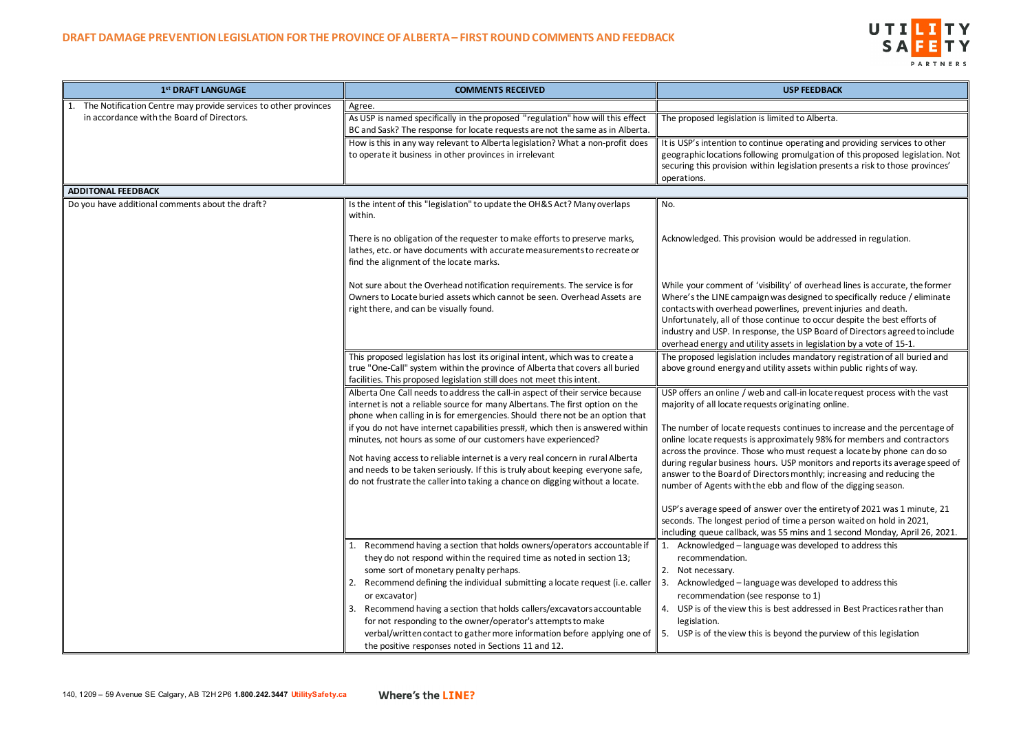# DRAFT DAMAGE PREVENTION LEGISLATION FOR THE PROVINCE OF ALBERTA – FIRST ROUND COMMENTS AND FEEDBACK

| 1st DRAFT LANGUAGE | COMMENTS RECEIVED | USP FEEDBACK |
|---|---|---|
| 1. The Notification Centre may provide services to other provinces in accordance with the Board of Directors. | Agree. | |
| | As USP is named specifically in the proposed "regulation" how will this effect BC and Sask? The response for locate requests are not the same as in Alberta. | The proposed legislation is limited to Alberta. |
| | How is this in any way relevant to Alberta legislation? What a non-profit does to operate it business in other provinces in irrelevant | It is USP's intention to continue operating and providing services to other geographic locations following promulgation of this proposed legislation. Not securing this provision within legislation presents a risk to those provinces' operations. |
| **ADDITONAL FEEDBACK** | | |
| Do you have additional comments about the draft? | Is the intent of this "legislation" to update the OH&S Act? Many overlaps within.<br><br>There is no obligation of the requester to make efforts to preserve marks, lathes, etc. or have documents with accurate measurements to recreate or find the alignment of the locate marks.<br><br>Not sure about the Overhead notification requirements. The service is for Owners to Locate buried assets which cannot be seen. Overhead Assets are right there, and can be visually found. | No.<br><br>Acknowledged. This provision would be addressed in regulation.<br><br>While your comment of 'visibility' of overhead lines is accurate, the former Where's the LINE campaign was designed to specifically reduce / eliminate contacts with overhead powerlines, prevent injuries and death. Unfortunately, all of those continue to occur despite the best efforts of industry and USP. In response, the USP Board of Directors agreed to include overhead energy and utility assets in legislation by a vote of 15-1. |
| | This proposed legislation has lost its original intent, which was to create a true "One-Call" system within the province of Alberta that covers all buried facilities. This proposed legislation still does not meet this intent. | The proposed legislation includes mandatory registration of all buried and above ground energy and utility assets within public rights of way. |
| | Alberta One Call needs to address the call-in aspect of their service because internet is not a reliable source for many Albertans. The first option on the phone when calling in is for emergencies. Should there not be an option that if you do not have internet capabilities press#, which then is answered within minutes, not hours as some of our customers have experienced?<br><br>Not having access to reliable internet is a very real concern in rural Alberta and needs to be taken seriously. If this is truly about keeping everyone safe, do not frustrate the caller into taking a chance on digging without a locate. | USP offers an online / web and call-in locate request process with the vast majority of all locate requests originating online.<br><br>The number of locate requests continues to increase and the percentage of online locate requests is approximately 98% for members and contractors across the province. Those who must request a locate by phone can do so during regular business hours. USP monitors and reports its average speed of answer to the Board of Directors monthly; increasing and reducing the number of Agents with the ebb and flow of the digging season.<br><br>USP's average speed of answer over the entirety of 2021 was 1 minute, 21 seconds. The longest period of time a person waited on hold in 2021, including queue callback, was 55 mins and 1 second Monday, April 26, 2021. |
| | 1. Recommend having a section that holds owners/operators accountable if they do not respond within the required time as noted in section 13; some sort of monetary penalty perhaps.<br>2. Recommend defining the individual submitting a locate request (i.e. caller or excavator)<br>3. Recommend having a section that holds callers/excavators accountable for not responding to the owner/operator's attempts to make verbal/written contact to gather more information before applying one of the positive responses noted in Sections 11 and 12. | 1. Acknowledged – language was developed to address this recommendation.<br>2. Not necessary.<br>3. Acknowledged – language was developed to address this recommendation (see response to 1)<br>4. USP is of the view this is best addressed in Best Practices rather than legislation.<br>5. USP is of the view this is beyond the purview of this legislation |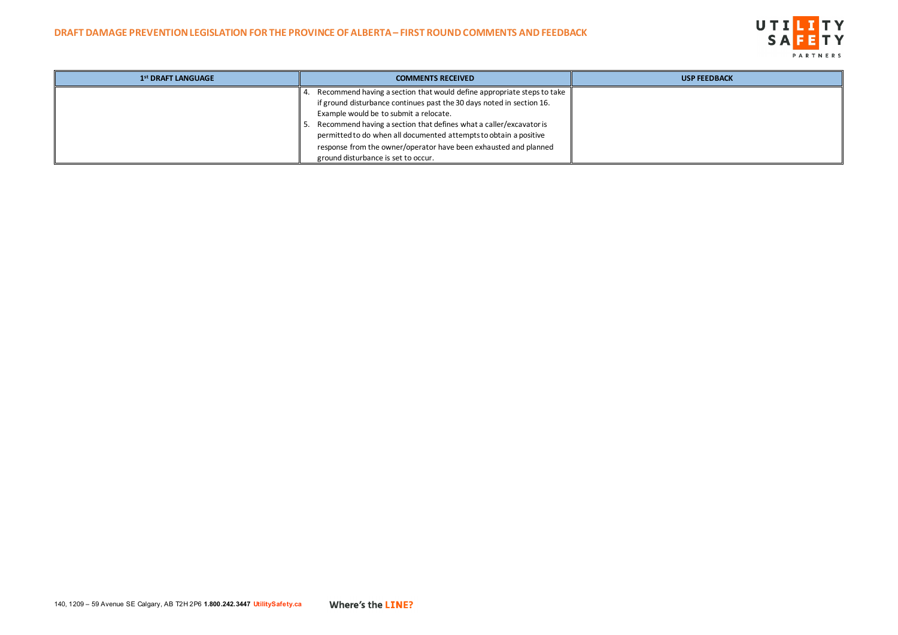| 1st DRAFT LANGUAGE | COMMENTS RECEIVED | USP FEEDBACK |
| --- | --- | --- |
| | 4. Recommend having a section that would define appropriate steps to take if ground disturbance continues past the 30 days noted in section 16. Example would be to submit a relocate.<br>5. Recommend having a section that defines what a caller/excavator is permitted to do when all documented attempts to obtain a positive response from the owner/operator have been exhausted and planned ground disturbance is set to occur. | |